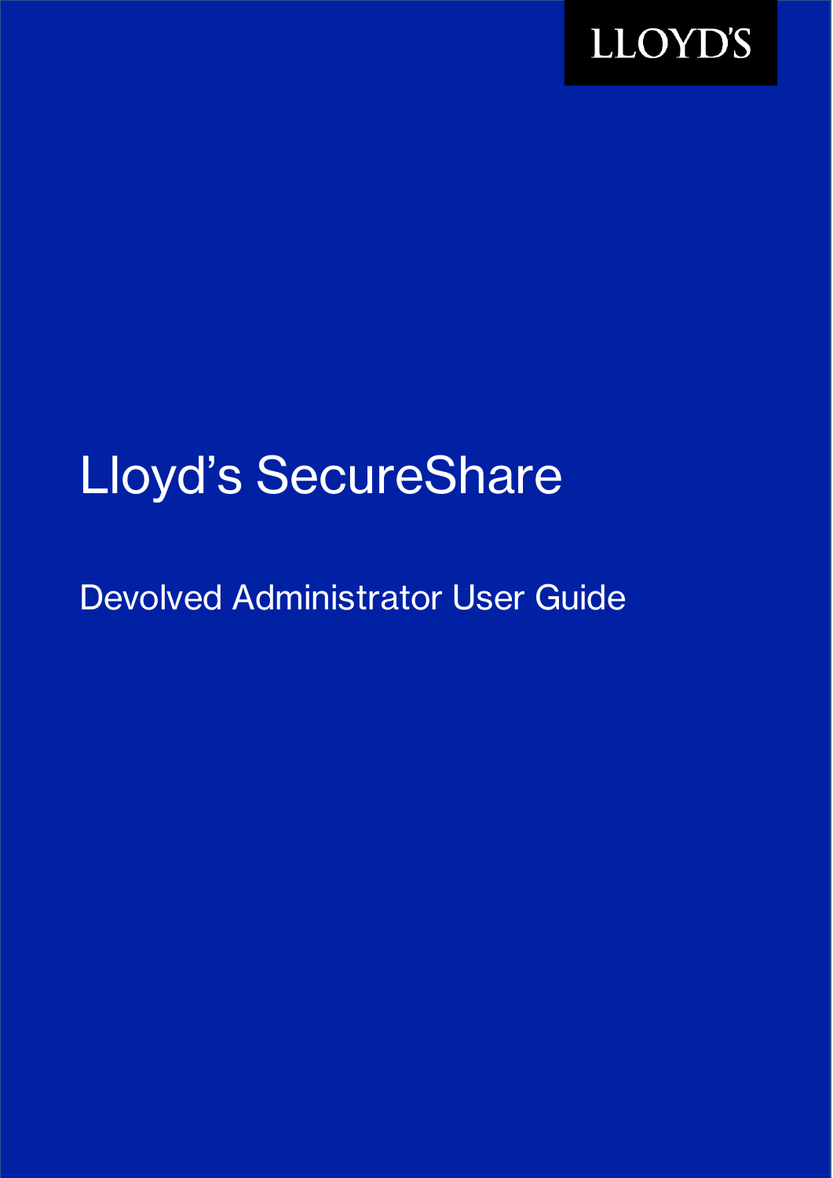LLOYD'S

# Lloyd's SecureShare

## Devolved Administrator User Guide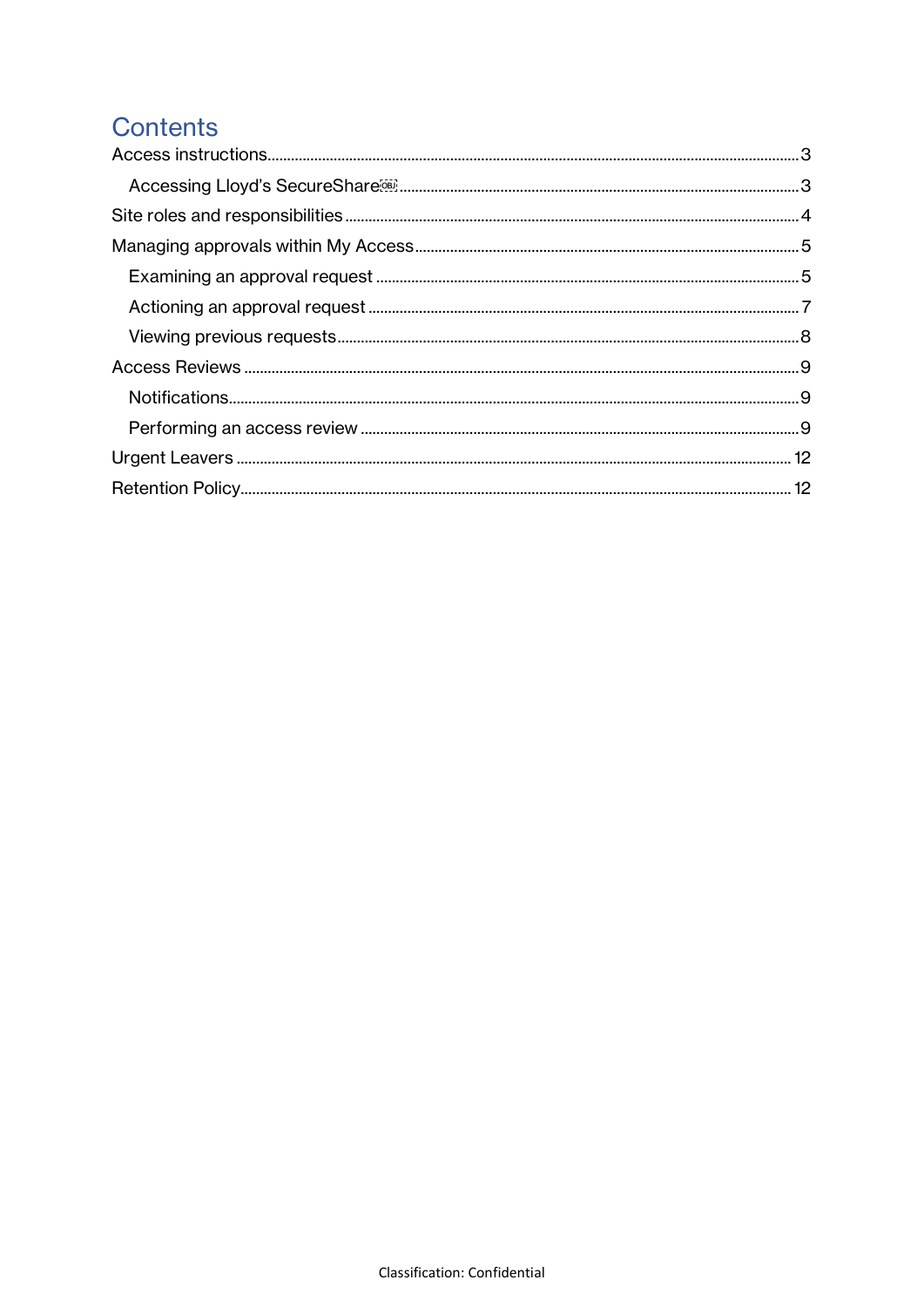# Contents

Access instructions........................................................................................................................................3

&nbsp;&nbsp;&nbsp;&nbsp;Accessing Lloyd's SecureShare￼......................................................................................................3

Site roles and responsibilities....................................................................................................................4

Managing approvals within My Access.................................................................................................5

&nbsp;&nbsp;&nbsp;&nbsp;Examining an approval request ............................................................................................................5

&nbsp;&nbsp;&nbsp;&nbsp;Actioning an approval request ..............................................................................................................7

&nbsp;&nbsp;&nbsp;&nbsp;Viewing previous requests.......................................................................................................................8

Access Reviews .............................................................................................................................................9

&nbsp;&nbsp;&nbsp;&nbsp;Notifications..................................................................................................................................................9

&nbsp;&nbsp;&nbsp;&nbsp;Performing an access review .................................................................................................................9

Urgent Leavers ............................................................................................................................................. 12

Retention Policy............................................................................................................................................ 12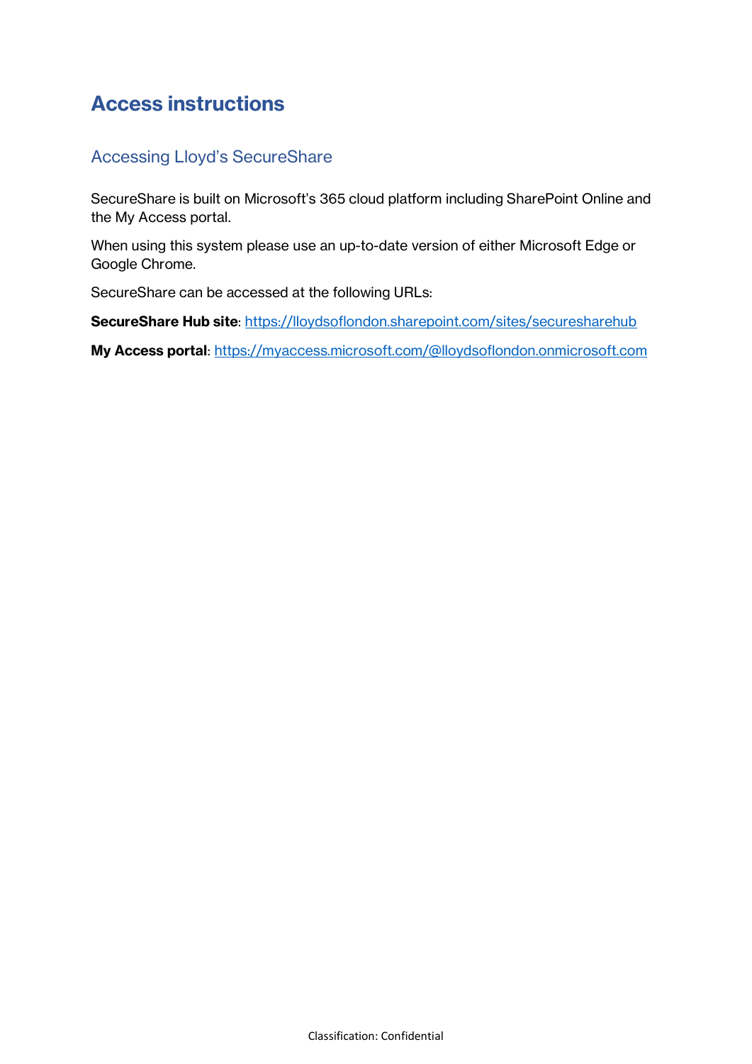# Access instructions

## Accessing Lloyd's SecureShare

SecureShare is built on Microsoft's 365 cloud platform including SharePoint Online and the My Access portal.

When using this system please use an up-to-date version of either Microsoft Edge or Google Chrome.

SecureShare can be accessed at the following URLs:

**SecureShare Hub site**: [https://lloydsoflondon.sharepoint.com/sites/securesharehub](https://lloydsoflondon.sharepoint.com/sites/securesharehub)

**My Access portal**: [https://myaccess.microsoft.com/@lloydsoflondon.onmicrosoft.com](https://myaccess.microsoft.com/@lloydsoflondon.onmicrosoft.com)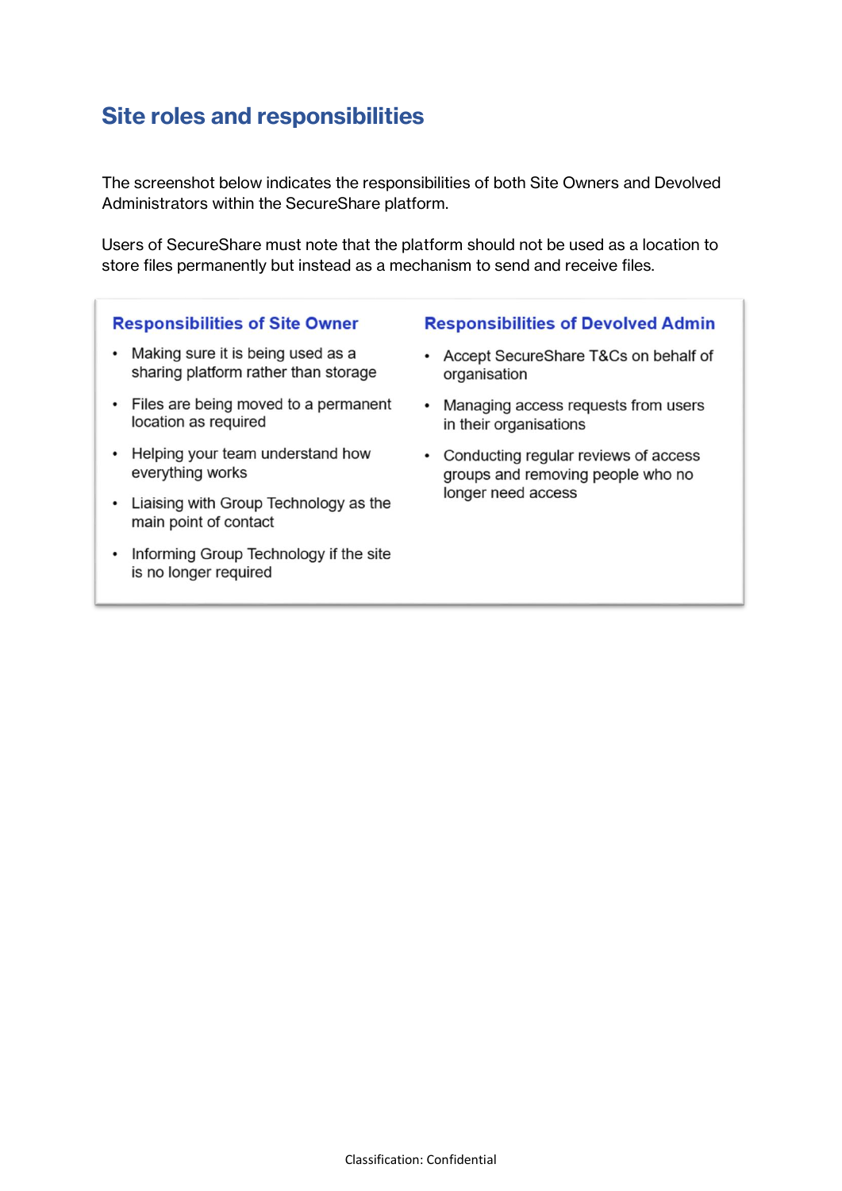## Site roles and responsibilities

The screenshot below indicates the responsibilities of both Site Owners and Devolved Administrators within the SecureShare platform.

Users of SecureShare must note that the platform should not be used as a location to store files permanently but instead as a mechanism to send and receive files.

### Responsibilities of Site Owner

- Making sure it is being used as a sharing platform rather than storage
- Files are being moved to a permanent location as required
- Helping your team understand how everything works
- Liaising with Group Technology as the main point of contact
- Informing Group Technology if the site is no longer required

### Responsibilities of Devolved Admin

- Accept SecureShare T&Cs on behalf of organisation
- Managing access requests from users in their organisations
- Conducting regular reviews of access groups and removing people who no longer need access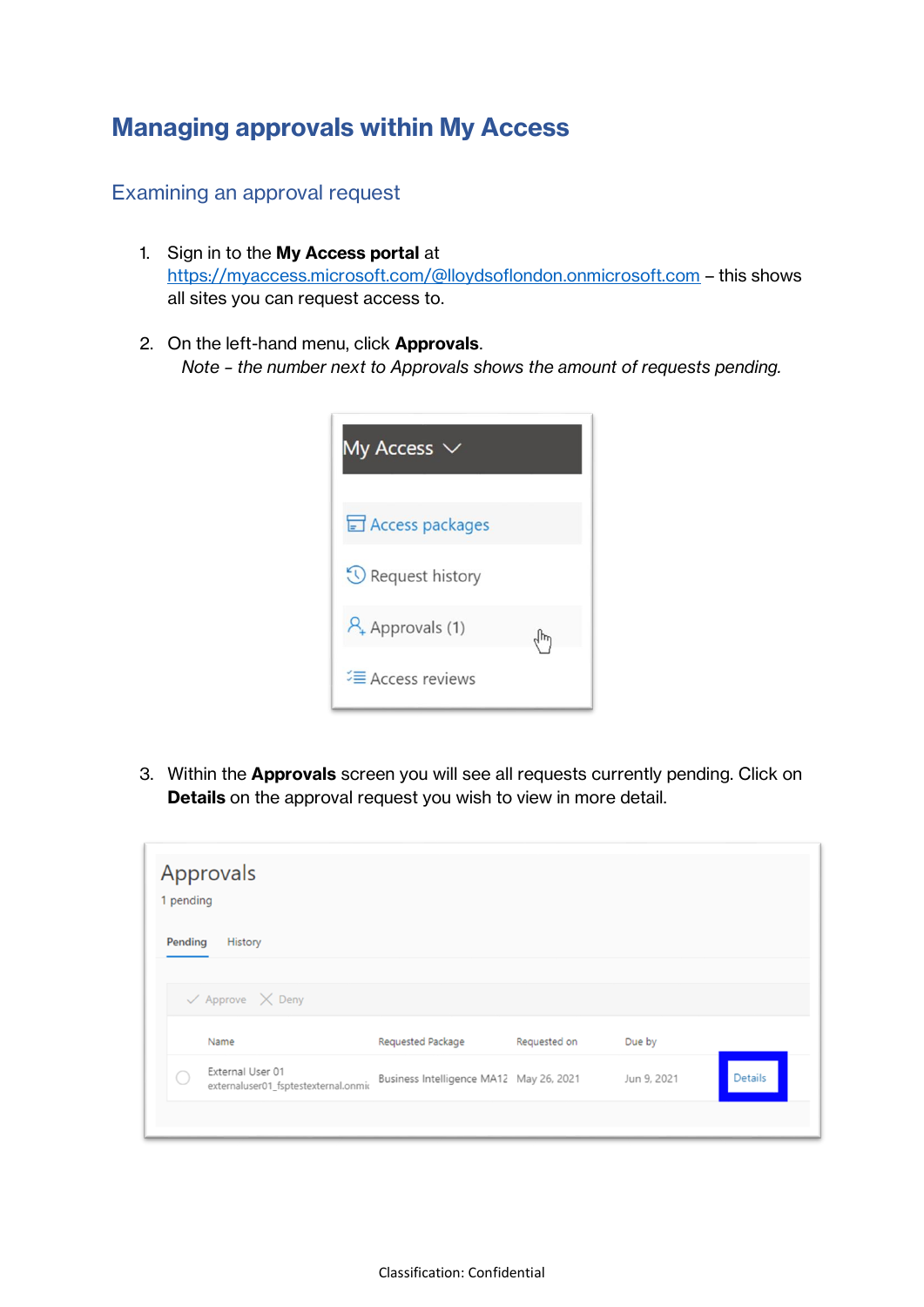# Managing approvals within My Access

## Examining an approval request

1. Sign in to the **My Access portal** at [https://myaccess.microsoft.com/@lloydsoflondon.onmicrosoft.com](https://myaccess.microsoft.com/@lloydsoflondon.onmicrosoft.com) – this shows all sites you can request access to.

2. On the left-hand menu, click **Approvals**.
   *Note – the number next to Approvals shows the amount of requests pending.*

3. Within the **Approvals** screen you will see all requests currently pending. Click on **Details** on the approval request you wish to view in more detail.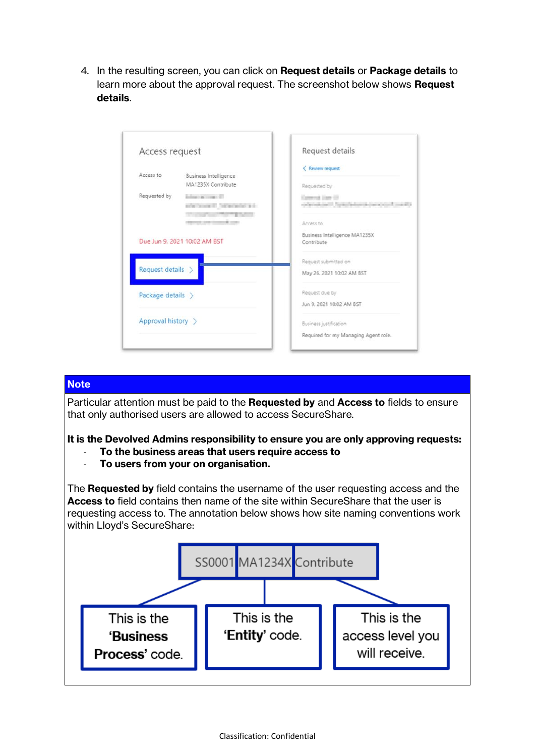4. In the resulting screen, you can click on **Request details** or **Package details** to learn more about the approval request. The screenshot below shows **Request details**.

**Note**

Particular attention must be paid to the **Requested by** and **Access to** fields to ensure that only authorised users are allowed to access SecureShare.

**It is the Devolved Admins responsibility to ensure you are only approving requests:**

- **To the business areas that users require access to**
- **To users from your on organisation.**

The **Requested by** field contains the username of the user requesting access and the **Access to** field contains then name of the site within SecureShare that the user is requesting access to. The annotation below shows how site naming conventions work within Lloyd's SecureShare: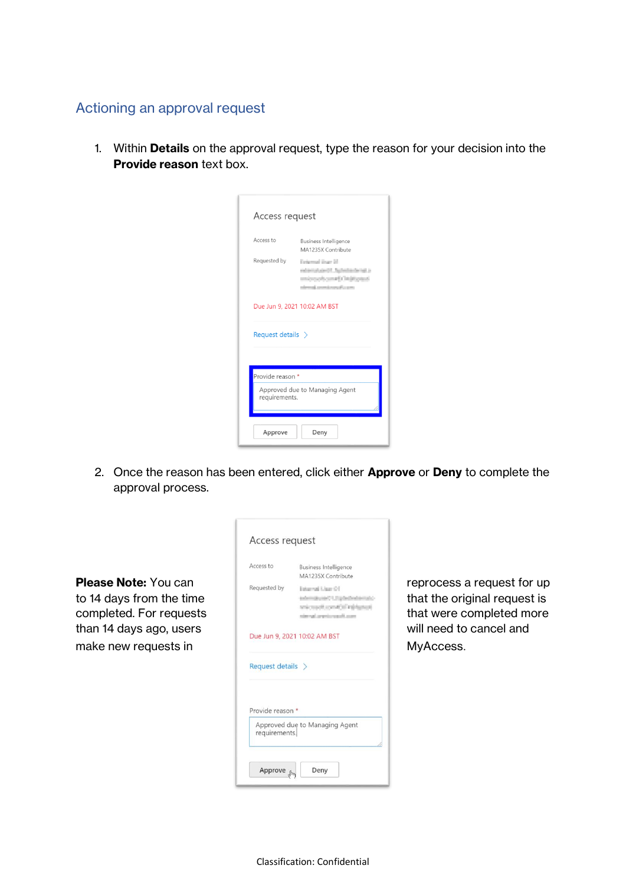## Actioning an approval request

1. Within **Details** on the approval request, type the reason for your decision into the **Provide reason** text box.

2. Once the reason has been entered, click either **Approve** or **Deny** to complete the approval process.

**Please Note:** You can reprocess a request for up to 14 days from the time that the original request is completed. For requests that were completed more than 14 days ago, users will need to cancel and make new requests in MyAccess.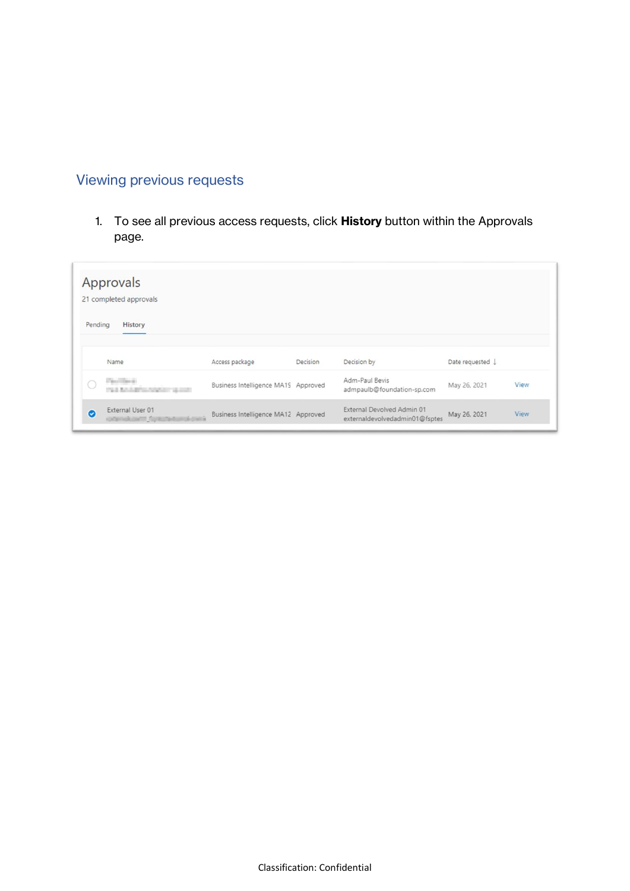## Viewing previous requests

1. To see all previous access requests, click **History** button within the Approvals page.

Approvals

21 completed approvals

Pending History

| | Name | Access package | Decision | Decision by | Date requested ↓ | |
|---|---|---|---|---|---|---|
| ○ | | Business Intelligence MA15 | Approved | Adm-Paul Bevis admpaulb@foundation-sp.com | May 26, 2021 | View |
| ✓ | External User 01 | Business Intelligence MA12 | Approved | External Devolved Admin 01 externaldevolvedadmin01@fsptes | May 26, 2021 | View |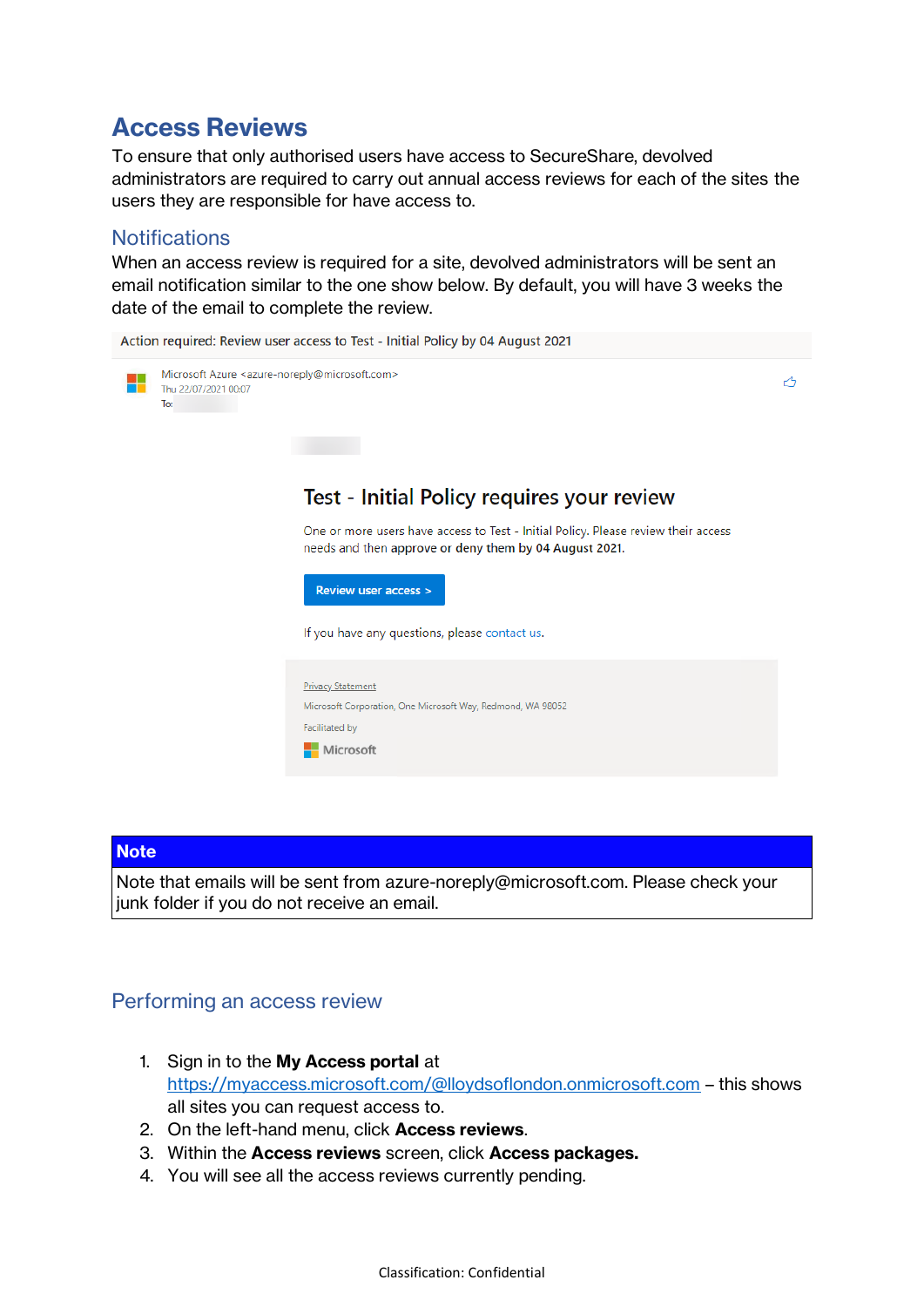## Access Reviews

To ensure that only authorised users have access to SecureShare, devolved administrators are required to carry out annual access reviews for each of the sites the users they are responsible for have access to.

### Notifications

When an access review is required for a site, devolved administrators will be sent an email notification similar to the one show below. By default, you will have 3 weeks the date of the email to complete the review.

Action required: Review user access to Test - Initial Policy by 04 August 2021

Microsoft Azure <azure-noreply@microsoft.com>
Thu 22/07/2021 00:07
To:

**Test - Initial Policy requires your review**

One or more users have access to Test - Initial Policy. Please review their access needs and then approve or deny them by 04 August 2021.

Review user access >

If you have any questions, please contact us.

Privacy Statement
Microsoft Corporation, One Microsoft Way, Redmond, WA 98052
Facilitated by
Microsoft

| **Note** |
| --- |
| Note that emails will be sent from azure-noreply@microsoft.com. Please check your junk folder if you do not receive an email. |

### Performing an access review

1. Sign in to the **My Access portal** at https://myaccess.microsoft.com/@lloydsoflondon.onmicrosoft.com – this shows all sites you can request access to.
2. On the left-hand menu, click **Access reviews**.
3. Within the **Access reviews** screen, click **Access packages.**
4. You will see all the access reviews currently pending.

Classification: Confidential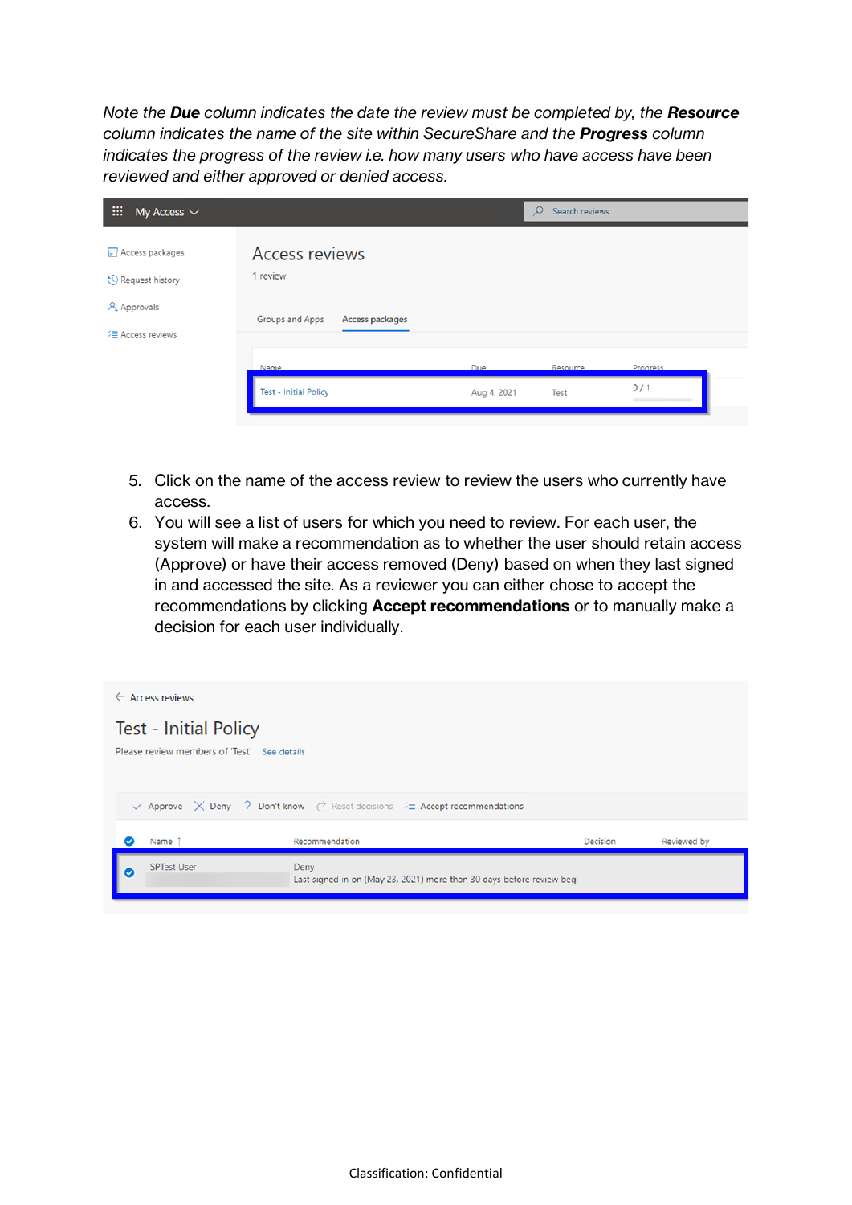*Note the **Due** column indicates the date the review must be completed by, the **Resource** column indicates the name of the site within SecureShare and the **Progress** column indicates the progress of the review i.e. how many users who have access have been reviewed and either approved or denied access.*

5. Click on the name of the access review to review the users who currently have access.
6. You will see a list of users for which you need to review. For each user, the system will make a recommendation as to whether the user should retain access (Approve) or have their access removed (Deny) based on when they last signed in and accessed the site. As a reviewer you can either chose to accept the recommendations by clicking **Accept recommendations** or to manually make a decision for each user individually.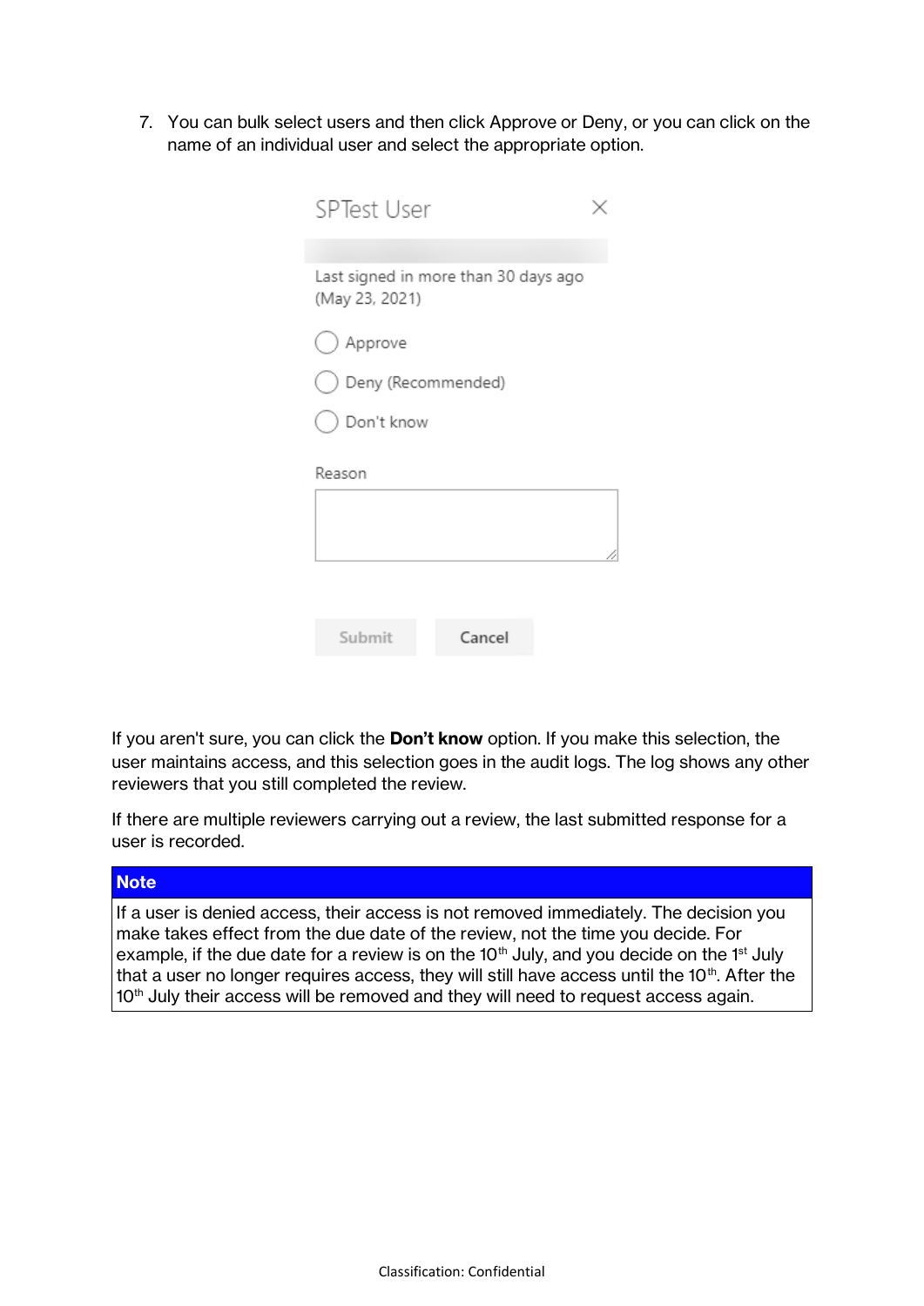7. You can bulk select users and then click Approve or Deny, or you can click on the name of an individual user and select the appropriate option.

SPTest User

Last signed in more than 30 days ago (May 23, 2021)

- Approve
- Deny (Recommended)
- Don't know

Reason

Submit Cancel

If you aren't sure, you can click the **Don't know** option. If you make this selection, the user maintains access, and this selection goes in the audit logs. The log shows any other reviewers that you still completed the review.

If there are multiple reviewers carrying out a review, the last submitted response for a user is recorded.

| **Note** |
| --- |
| If a user is denied access, their access is not removed immediately. The decision you make takes effect from the due date of the review, not the time you decide. For example, if the due date for a review is on the 10th July, and you decide on the 1st July that a user no longer requires access, they will still have access until the 10th. After the 10th July their access will be removed and they will need to request access again. |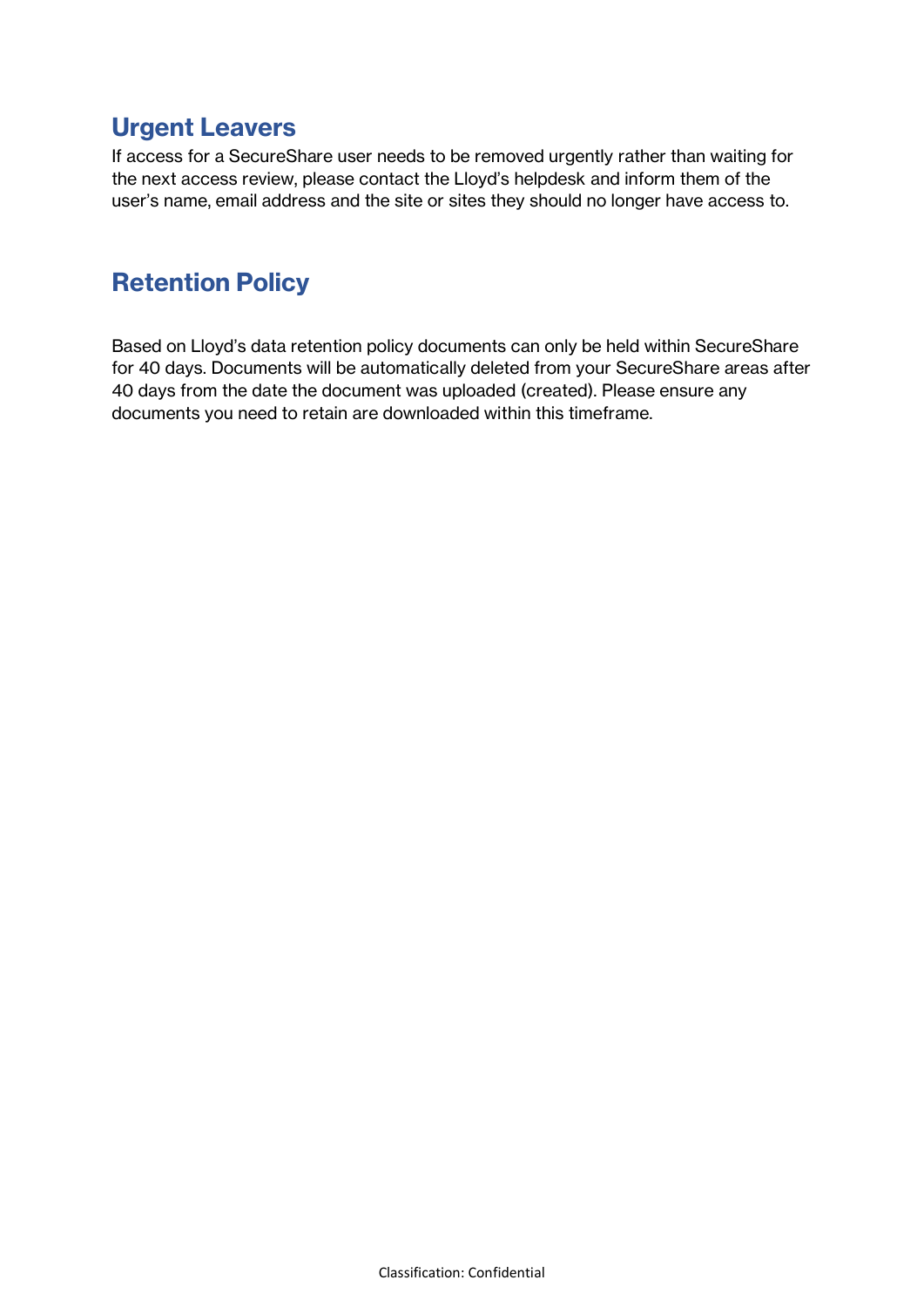## Urgent Leavers

If access for a SecureShare user needs to be removed urgently rather than waiting for the next access review, please contact the Lloyd's helpdesk and inform them of the user's name, email address and the site or sites they should no longer have access to.

## Retention Policy

Based on Lloyd's data retention policy documents can only be held within SecureShare for 40 days. Documents will be automatically deleted from your SecureShare areas after 40 days from the date the document was uploaded (created). Please ensure any documents you need to retain are downloaded within this timeframe.